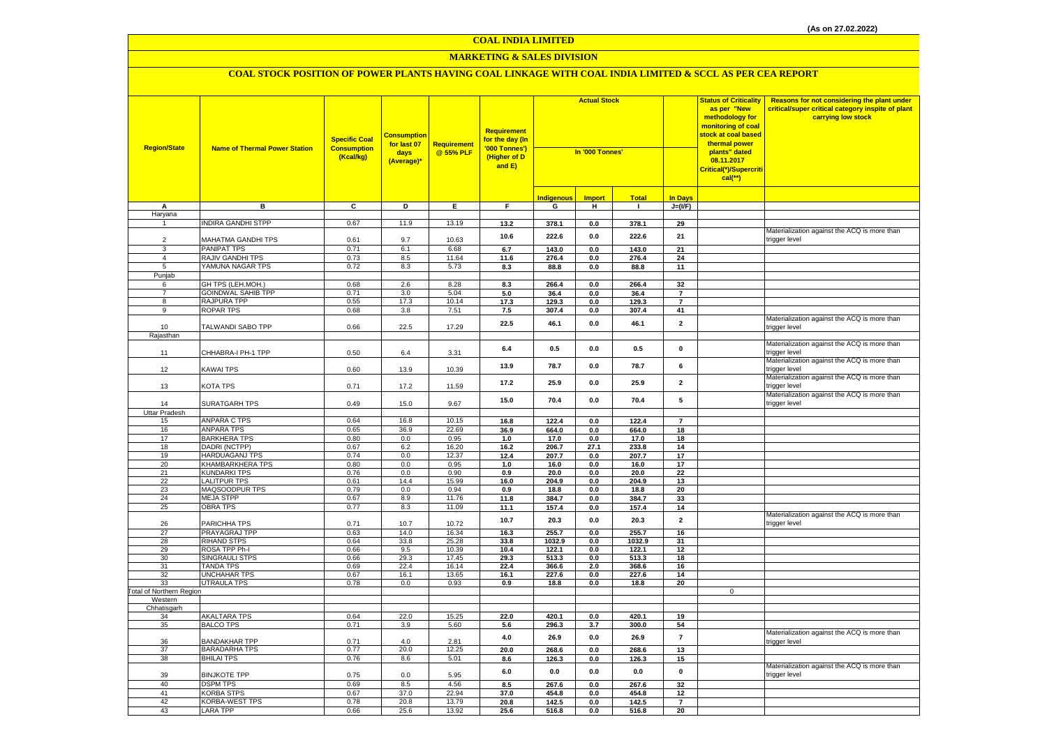(As on 27.02.2022)

# COAL INDIA LIMITED

## MARKETING & SALES DIVISION

### COAL STOCK POSITION OF POWER PLANTS HAVING COAL LINKAGE WITH COAL INDIA LIMITED & SCCL AS PER CEA REPORT

| Region/State | Name of Thermal Power Station | Specific Coal Consumption (Kcal/kg) | Consumption for last 07 days (Average)* | Requirement @ 55% PLF | Requirement for the day (In '000 Tonnes') (Higher of D and E) | Actual Stock In '000 Tonnes' | | | | Status of Criticality as per "New methodology for monitoring of coal stock at coal based thermal power plants" dated 08.11.2017 Critical(*)/Supercritical(**) | Reasons for not considering the plant under critical/super critical category inspite of plant carrying low stock |
|---|---|---|---|---|---|---|---|---|---|---|---|
| | | | | | | Indigenous | Import | Total | In Days | | |
| A | B | C | D | E | F | G | H | I | J=(I/F) | | |
| Haryana | | | | | | | | | | | |
| 1 | INDIRA GANDHI STPP | 0.67 | 11.9 | 13.19 | 13.2 | 378.1 | 0.0 | 378.1 | 29 | | |
| 2 | MAHATMA GANDHI TPS | 0.61 | 9.7 | 10.63 | 10.6 | 222.6 | 0.0 | 222.6 | 21 | | Materialization against the ACQ is more than trigger level |
| 3 | PANIPAT TPS | 0.71 | 6.1 | 6.68 | 6.7 | 143.0 | 0.0 | 143.0 | 21 | | |
| 4 | RAJIV GANDHI TPS | 0.73 | 8.5 | 11.64 | 11.6 | 276.4 | 0.0 | 276.4 | 24 | | |
| 5 | YAMUNA NAGAR TPS | 0.72 | 8.3 | 5.73 | 8.3 | 88.8 | 0.0 | 88.8 | 11 | | |
| Punjab | | | | | | | | | | | |
| 6 | GH TPS (LEH.MOH.) | 0.68 | 2.6 | 8.28 | 8.3 | 266.4 | 0.0 | 266.4 | 32 | | |
| 7 | GOINDWAL SAHIB TPP | 0.71 | 3.0 | 5.04 | 5.0 | 36.4 | 0.0 | 36.4 | 7 | | |
| 8 | RAJPURA TPP | 0.55 | 17.3 | 10.14 | 17.3 | 129.3 | 0.0 | 129.3 | 7 | | |
| 9 | ROPAR TPS | 0.68 | 3.8 | 7.51 | 7.5 | 307.4 | 0.0 | 307.4 | 41 | | |
| 10 | TALWANDI SABO TPP | 0.66 | 22.5 | 17.29 | 22.5 | 46.1 | 0.0 | 46.1 | 2 | | Materialization against the ACQ is more than trigger level |
| Rajasthan | | | | | | | | | | | |
| 11 | CHHABRA-I PH-1 TPP | 0.50 | 6.4 | 3.31 | 6.4 | 0.5 | 0.0 | 0.5 | 0 | | Materialization against the ACQ is more than trigger level |
| 12 | KAWAI TPS | 0.60 | 13.9 | 10.39 | 13.9 | 78.7 | 0.0 | 78.7 | 6 | | Materialization against the ACQ is more than trigger level |
| 13 | KOTA TPS | 0.71 | 17.2 | 11.59 | 17.2 | 25.9 | 0.0 | 25.9 | 2 | | Materialization against the ACQ is more than trigger level |
| 14 | SURATGARH TPS | 0.49 | 15.0 | 9.67 | 15.0 | 70.4 | 0.0 | 70.4 | 5 | | Materialization against the ACQ is more than trigger level |
| Uttar Pradesh | | | | | | | | | | | |
| 15 | ANPARA C TPS | 0.64 | 16.8 | 10.15 | 16.8 | 122.4 | 0.0 | 122.4 | 7 | | |
| 16 | ANPARA TPS | 0.65 | 36.9 | 22.69 | 36.9 | 664.0 | 0.0 | 664.0 | 18 | | |
| 17 | BARKHERA TPS | 0.80 | 0.0 | 0.95 | 1.0 | 17.0 | 0.0 | 17.0 | 18 | | |
| 18 | DADRI (NCTPP) | 0.67 | 6.2 | 16.20 | 16.2 | 206.7 | 27.1 | 233.8 | 14 | | |
| 19 | HARDUAGANJ TPS | 0.74 | 0.0 | 12.37 | 12.4 | 207.7 | 0.0 | 207.7 | 17 | | |
| 20 | KHAMBARKHERA TPS | 0.80 | 0.0 | 0.95 | 1.0 | 16.0 | 0.0 | 16.0 | 17 | | |
| 21 | KUNDARKI TPS | 0.76 | 0.0 | 0.90 | 0.9 | 20.0 | 0.0 | 20.0 | 22 | | |
| 22 | LALITPUR TPS | 0.61 | 14.4 | 15.99 | 16.0 | 204.9 | 0.0 | 204.9 | 13 | | |
| 23 | MAQSOODPUR TPS | 0.79 | 0.0 | 0.94 | 0.9 | 18.8 | 0.0 | 18.8 | 20 | | |
| 24 | MEJA STPP | 0.67 | 8.9 | 11.76 | 11.8 | 384.7 | 0.0 | 384.7 | 33 | | |
| 25 | OBRA TPS | 0.77 | 8.3 | 11.09 | 11.1 | 157.4 | 0.0 | 157.4 | 14 | | |
| 26 | PARICHHA TPS | 0.71 | 10.7 | 10.72 | 10.7 | 20.3 | 0.0 | 20.3 | 2 | | Materialization against the ACQ is more than trigger level |
| 27 | PRAYAGRAJ TPP | 0.63 | 14.0 | 16.34 | 16.3 | 255.7 | 0.0 | 255.7 | 16 | | |
| 28 | RIHAND STPS | 0.64 | 33.8 | 25.28 | 33.8 | 1032.9 | 0.0 | 1032.9 | 31 | | |
| 29 | ROSA TPP Ph-I | 0.66 | 9.5 | 10.39 | 10.4 | 122.1 | 0.0 | 122.1 | 12 | | |
| 30 | SINGRAULI STPS | 0.66 | 29.3 | 17.45 | 29.3 | 513.3 | 0.0 | 513.3 | 18 | | |
| 31 | TANDA TPS | 0.69 | 22.4 | 16.14 | 22.4 | 366.6 | 2.0 | 368.6 | 16 | | |
| 32 | UNCHAHAR TPS | 0.67 | 16.1 | 13.65 | 16.1 | 227.6 | 0.0 | 227.6 | 14 | | |
| 33 | UTRAULA TPS | 0.78 | 0.0 | 0.93 | 0.9 | 18.8 | 0.0 | 18.8 | 20 | | |
| Total of Northern Region | | | | | | | | | | 0 | |
| Western | | | | | | | | | | | |
| Chhatisgarh | | | | | | | | | | | |
| 34 | AKALTARA TPS | 0.64 | 22.0 | 15.25 | 22.0 | 420.1 | 0.0 | 420.1 | 19 | | |
| 35 | BALCO TPS | 0.71 | 3.9 | 5.60 | 5.6 | 296.3 | 3.7 | 300.0 | 54 | | |
| 36 | BANDAKHAR TPP | 0.71 | 4.0 | 2.81 | 4.0 | 26.9 | 0.0 | 26.9 | 7 | | Materialization against the ACQ is more than trigger level |
| 37 | BARADARHA TPS | 0.77 | 20.0 | 12.25 | 20.0 | 268.6 | 0.0 | 268.6 | 13 | | |
| 38 | BHILAI TPS | 0.76 | 8.6 | 5.01 | 8.6 | 126.3 | 0.0 | 126.3 | 15 | | |
| 39 | BINJKOTE TPP | 0.75 | 0.0 | 5.95 | 6.0 | 0.0 | 0.0 | 0.0 | 0 | | Materialization against the ACQ is more than trigger level |
| 40 | DSPM TPS | 0.69 | 8.5 | 4.56 | 8.5 | 267.6 | 0.0 | 267.6 | 32 | | |
| 41 | KORBA STPS | 0.67 | 37.0 | 22.94 | 37.0 | 454.8 | 0.0 | 454.8 | 12 | | |
| 42 | KORBA-WEST TPS | 0.78 | 20.8 | 13.79 | 20.8 | 142.5 | 0.0 | 142.5 | 7 | | |
| 43 | LARA TPP | 0.66 | 25.6 | 13.92 | 25.6 | 516.8 | 0.0 | 516.8 | 20 | | |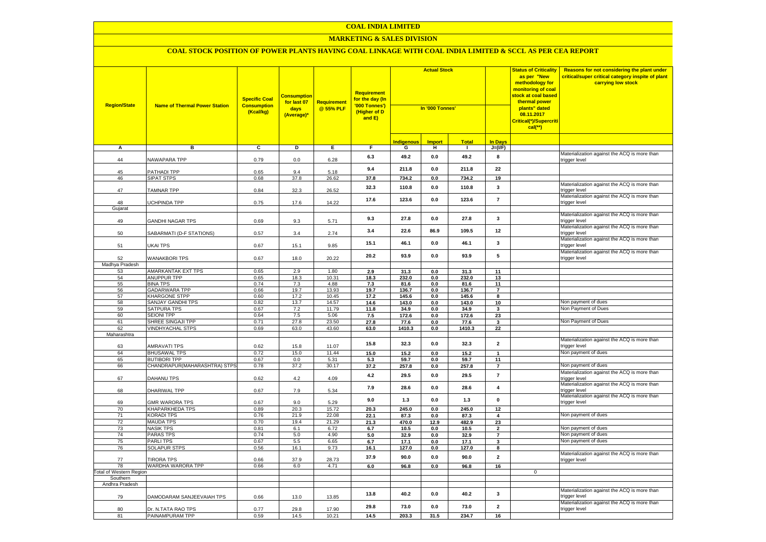# COAL INDIA LIMITED

## MARKETING & SALES DIVISION

### COAL STOCK POSITION OF POWER PLANTS HAVING COAL LINKAGE WITH COAL INDIA LIMITED & SCCL AS PER CEA REPORT

| Region/State | Name of Thermal Power Station | Specific Coal Consumption (Kcal/kg) | Consumption for last 07 days (Average)* | Requirement @ 55% PLF | Requirement for the day (In '000 Tonnes') (Higher of D and E) | Actual Stock In '000 Tonnes' | | | | Status of Criticality as per "New methodology for monitoring of coal stock at coal based thermal power plants" dated 08.11.2017 Critical(*)/Supercritical(**) | Reasons for not considering the plant under critical/super critical category inspite of plant carrying low stock |
|---|---|---|---|---|---|---|---|---|---|---|---|
| | | | | | | Indigenous | Import | Total | In Days | | |
| A | B | C | D | E | F | G | H | I | J=(I/F) | | |
| 44 | NAWAPARA TPP | 0.79 | 0.0 | 6.28 | 6.3 | 49.2 | 0.0 | 49.2 | 8 | | Materialization against the ACQ is more than trigger level |
| 45 | PATHADI TPP | 0.65 | 9.4 | 5.18 | 9.4 | 211.8 | 0.0 | 211.8 | 22 | | |
| 46 | SIPAT STPS | 0.68 | 37.8 | 26.62 | 37.8 | 734.2 | 0.0 | 734.2 | 19 | | |
| 47 | TAMNAR TPP | 0.84 | 32.3 | 26.52 | 32.3 | 110.8 | 0.0 | 110.8 | 3 | | Materialization against the ACQ is more than trigger level |
| 48 | UCHPINDA TPP | 0.75 | 17.6 | 14.22 | 17.6 | 123.6 | 0.0 | 123.6 | 7 | | Materialization against the ACQ is more than trigger level |
| Gujarat | | | | | | | | | | | |
| 49 | GANDHI NAGAR TPS | 0.69 | 9.3 | 5.71 | 9.3 | 27.8 | 0.0 | 27.8 | 3 | | Materialization against the ACQ is more than trigger level |
| 50 | SABARMATI (D-F STATIONS) | 0.57 | 3.4 | 2.74 | 3.4 | 22.6 | 86.9 | 109.5 | 12 | | Materialization against the ACQ is more than trigger level |
| 51 | UKAI TPS | 0.67 | 15.1 | 9.85 | 15.1 | 46.1 | 0.0 | 46.1 | 3 | | Materialization against the ACQ is more than trigger level |
| 52 | WANAKBORI TPS | 0.67 | 18.0 | 20.22 | 20.2 | 93.9 | 0.0 | 93.9 | 5 | | Materialization against the ACQ is more than trigger level |
| Madhya Pradesh | | | | | | | | | | | |
| 53 | AMARKANTAK EXT TPS | 0.65 | 2.9 | 1.80 | 2.9 | 31.3 | 0.0 | 31.3 | 11 | | |
| 54 | ANUPPUR TPP | 0.65 | 18.3 | 10.31 | 18.3 | 232.0 | 0.0 | 232.0 | 13 | | |
| 55 | BINA TPS | 0.74 | 7.3 | 4.88 | 7.3 | 81.6 | 0.0 | 81.6 | 11 | | |
| 56 | GADARWARA TPP | 0.66 | 19.7 | 13.93 | 19.7 | 136.7 | 0.0 | 136.7 | 7 | | |
| 57 | KHARGONE STPP | 0.60 | 17.2 | 10.45 | 17.2 | 145.6 | 0.0 | 145.6 | 8 | | |
| 58 | SANJAY GANDHI TPS | 0.82 | 13.7 | 14.57 | 14.6 | 143.0 | 0.0 | 143.0 | 10 | | Non payment of dues |
| 59 | SATPURA TPS | 0.67 | 7.2 | 11.79 | 11.8 | 34.9 | 0.0 | 34.9 | 3 | | Non Payment of Dues |
| 60 | SEIONI TPP | 0.64 | 7.5 | 5.06 | 7.5 | 172.6 | 0.0 | 172.6 | 23 | | |
| 61 | SHREE SINGAJI TPP | 0.71 | 27.8 | 23.50 | 27.8 | 77.6 | 0.0 | 77.6 | 3 | | Non Payment of Dues |
| 62 | VINDHYACHAL STPS | 0.69 | 63.0 | 43.60 | 63.0 | 1410.3 | 0.0 | 1410.3 | 22 | | |
| Maharashtra | | | | | | | | | | | |
| 63 | AMRAVATI TPS | 0.62 | 15.8 | 11.07 | 15.8 | 32.3 | 0.0 | 32.3 | 2 | | Materialization against the ACQ is more than trigger level |
| 64 | BHUSAWAL TPS | 0.72 | 15.0 | 11.44 | 15.0 | 15.2 | 0.0 | 15.2 | 1 | | Non payment of dues |
| 65 | BUTIBORI TPP | 0.67 | 0.0 | 5.31 | 5.3 | 59.7 | 0.0 | 59.7 | 11 | | |
| 66 | CHANDRAPUR(MAHARASHTRA) STPS | 0.78 | 37.2 | 30.17 | 37.2 | 257.8 | 0.0 | 257.8 | 7 | | Non payment of dues |
| 67 | DAHANU TPS | 0.62 | 4.2 | 4.09 | 4.2 | 29.5 | 0.0 | 29.5 | 7 | | Materialization against the ACQ is more than trigger level |
| 68 | DHARIWAL TPP | 0.67 | 7.9 | 5.34 | 7.9 | 28.6 | 0.0 | 28.6 | 4 | | Materialization against the ACQ is more than trigger level |
| 69 | GMR WARORA TPS | 0.67 | 9.0 | 5.29 | 9.0 | 1.3 | 0.0 | 1.3 | 0 | | Materialization against the ACQ is more than trigger level |
| 70 | KHAPARKHEDA TPS | 0.89 | 20.3 | 15.72 | 20.3 | 245.0 | 0.0 | 245.0 | 12 | | |
| 71 | KORADI TPS | 0.76 | 21.9 | 22.08 | 22.1 | 87.3 | 0.0 | 87.3 | 4 | | Non payment of dues |
| 72 | MAUDA TPS | 0.70 | 19.4 | 21.29 | 21.3 | 470.0 | 12.9 | 482.9 | 23 | | |
| 73 | NASIK TPS | 0.81 | 6.1 | 6.72 | 6.7 | 10.5 | 0.0 | 10.5 | 2 | | Non payment of dues |
| 74 | PARAS TPS | 0.74 | 5.0 | 4.90 | 5.0 | 32.9 | 0.0 | 32.9 | 7 | | Non payment of dues |
| 75 | PARLI TPS | 0.67 | 5.5 | 6.65 | 6.7 | 17.1 | 0.0 | 17.1 | 3 | | Non payment of dues |
| 76 | SOLAPUR STPS | 0.56 | 16.1 | 9.73 | 16.1 | 127.0 | 0.0 | 127.0 | 8 | | |
| 77 | TIRORA TPS | 0.66 | 37.9 | 28.73 | 37.9 | 90.0 | 0.0 | 90.0 | 2 | | Materialization against the ACQ is more than trigger level |
| 78 | WARDHA WARORA TPP | 0.66 | 6.0 | 4.71 | 6.0 | 96.8 | 0.0 | 96.8 | 16 | | |
| Total of Western Region | | | | | | | | | | 0 | |
| Southern | | | | | | | | | | | |
| Andhra Pradesh | | | | | | | | | | | |
| 79 | DAMODARAM SANJEEVAIAH TPS | 0.66 | 13.0 | 13.85 | 13.8 | 40.2 | 0.0 | 40.2 | 3 | | Materialization against the ACQ is more than trigger level |
| 80 | Dr. N.TATA RAO TPS | 0.77 | 29.8 | 17.90 | 29.8 | 73.0 | 0.0 | 73.0 | 2 | | Materialization against the ACQ is more than trigger level |
| 81 | PAINAMPURAM TPP | 0.59 | 14.5 | 10.21 | 14.5 | 203.3 | 31.5 | 234.7 | 16 | | |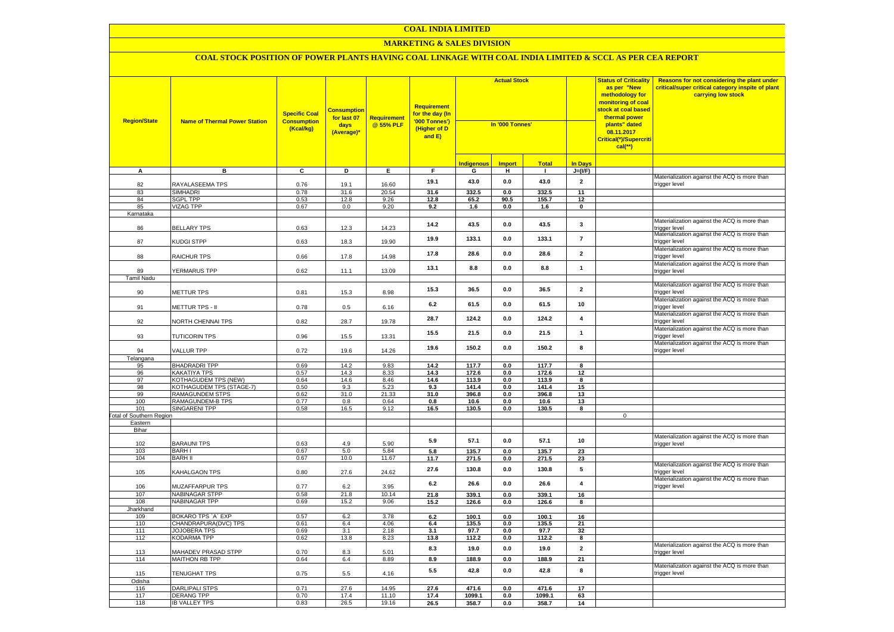# COAL INDIA LIMITED

## MARKETING & SALES DIVISION

### COAL STOCK POSITION OF POWER PLANTS HAVING COAL LINKAGE WITH COAL INDIA LIMITED & SCCL AS PER CEA REPORT

| Region/State | Name of Thermal Power Station | Specific Coal Consumption (Kcal/kg) | Consumption for last 07 days (Average)* | Requirement @ 55% PLF | Requirement for the day (In '000 Tonnes') (Higher of D and E) | Actual Stock In '000 Tonnes' | | | | Status of Criticality as per "New methodology for monitoring of coal stock at coal based thermal power plants" dated 08.11.2017 Critical(*)/Supercritical(**) | Reasons for not considering the plant under critical/super critical category inspite of plant carrying low stock |
|---|---|---|---|---|---|---|---|---|---|---|---|
| | | | | | | Indigenous | Import | Total | In Days | | |
| A | B | C | D | E | F | G | H | I | J=(I/F) | | |
| 82 | RAYALASEEMA TPS | 0.76 | 19.1 | 16.60 | 19.1 | 43.0 | 0.0 | 43.0 | 2 | | Materialization against the ACQ is more than trigger level |
| 83 | SIMHADRI | 0.78 | 31.6 | 20.54 | 31.6 | 332.5 | 0.0 | 332.5 | 11 | | |
| 84 | SGPL TPP | 0.53 | 12.8 | 9.26 | 12.8 | 65.2 | 90.5 | 155.7 | 12 | | |
| 85 | VIZAG TPP | 0.67 | 0.0 | 9.20 | 9.2 | 1.6 | 0.0 | 1.6 | 0 | | |
| Karnataka | | | | | | | | | | | |
| 86 | BELLARY TPS | 0.63 | 12.3 | 14.23 | 14.2 | 43.5 | 0.0 | 43.5 | 3 | | Materialization against the ACQ is more than trigger level |
| 87 | KUDGI STPP | 0.63 | 18.3 | 19.90 | 19.9 | 133.1 | 0.0 | 133.1 | 7 | | Materialization against the ACQ is more than trigger level |
| 88 | RAICHUR TPS | 0.66 | 17.8 | 14.98 | 17.8 | 28.6 | 0.0 | 28.6 | 2 | | Materialization against the ACQ is more than trigger level |
| 89 | YERMARUS TPP | 0.62 | 11.1 | 13.09 | 13.1 | 8.8 | 0.0 | 8.8 | 1 | | Materialization against the ACQ is more than trigger level |
| Tamil Nadu | | | | | | | | | | | |
| 90 | METTUR TPS | 0.81 | 15.3 | 8.98 | 15.3 | 36.5 | 0.0 | 36.5 | 2 | | Materialization against the ACQ is more than trigger level |
| 91 | METTUR TPS - II | 0.78 | 0.5 | 6.16 | 6.2 | 61.5 | 0.0 | 61.5 | 10 | | Materialization against the ACQ is more than trigger level |
| 92 | NORTH CHENNAI TPS | 0.82 | 28.7 | 19.78 | 28.7 | 124.2 | 0.0 | 124.2 | 4 | | Materialization against the ACQ is more than trigger level |
| 93 | TUTICORIN TPS | 0.96 | 15.5 | 13.31 | 15.5 | 21.5 | 0.0 | 21.5 | 1 | | Materialization against the ACQ is more than trigger level |
| 94 | VALLUR TPP | 0.72 | 19.6 | 14.26 | 19.6 | 150.2 | 0.0 | 150.2 | 8 | | Materialization against the ACQ is more than trigger level |
| Telangana | | | | | | | | | | | |
| 95 | BHADRADRI TPP | 0.69 | 14.2 | 9.83 | 14.2 | 117.7 | 0.0 | 117.7 | 8 | | |
| 96 | KAKATIYA TPS | 0.57 | 14.3 | 8.33 | 14.3 | 172.6 | 0.0 | 172.6 | 12 | | |
| 97 | KOTHAGUDEM TPS (NEW) | 0.64 | 14.6 | 8.46 | 14.6 | 113.9 | 0.0 | 113.9 | 8 | | |
| 98 | KOTHAGUDEM TPS (STAGE-7) | 0.50 | 9.3 | 5.23 | 9.3 | 141.4 | 0.0 | 141.4 | 15 | | |
| 99 | RAMAGUNDEM STPS | 0.62 | 31.0 | 21.33 | 31.0 | 396.8 | 0.0 | 396.8 | 13 | | |
| 100 | RAMAGUNDEM-B TPS | 0.77 | 0.8 | 0.64 | 0.8 | 10.6 | 0.0 | 10.6 | 13 | | |
| 101 | SINGARENI TPP | 0.58 | 16.5 | 9.12 | 16.5 | 130.5 | 0.0 | 130.5 | 8 | | |
| Total of Southern Region | | | | | | | | | | 0 | |
| Eastern | | | | | | | | | | | |
| Bihar | | | | | | | | | | | |
| 102 | BARAUNI TPS | 0.63 | 4.9 | 5.90 | 5.9 | 57.1 | 0.0 | 57.1 | 10 | | Materialization against the ACQ is more than trigger level |
| 103 | BARH I | 0.67 | 5.0 | 5.84 | 5.8 | 135.7 | 0.0 | 135.7 | 23 | | |
| 104 | BARH II | 0.67 | 10.0 | 11.67 | 11.7 | 271.5 | 0.0 | 271.5 | 23 | | |
| 105 | KAHALGAON TPS | 0.80 | 27.6 | 24.62 | 27.6 | 130.8 | 0.0 | 130.8 | 5 | | Materialization against the ACQ is more than trigger level |
| 106 | MUZAFFARPUR TPS | 0.77 | 6.2 | 3.95 | 6.2 | 26.6 | 0.0 | 26.6 | 4 | | Materialization against the ACQ is more than trigger level |
| 107 | NABINAGAR STPP | 0.58 | 21.8 | 10.14 | 21.8 | 339.1 | 0.0 | 339.1 | 16 | | |
| 108 | NABINAGAR TPP | 0.69 | 15.2 | 9.06 | 15.2 | 126.6 | 0.0 | 126.6 | 8 | | |
| Jharkhand | | | | | | | | | | | |
| 109 | BOKARO TPS `A` EXP | 0.57 | 6.2 | 3.78 | 6.2 | 100.1 | 0.0 | 100.1 | 16 | | |
| 110 | CHANDRAPURA(DVC) TPS | 0.61 | 6.4 | 4.06 | 6.4 | 135.5 | 0.0 | 135.5 | 21 | | |
| 111 | JOJOBERA TPS | 0.69 | 3.1 | 2.18 | 3.1 | 97.7 | 0.0 | 97.7 | 32 | | |
| 112 | KODARMA TPP | 0.62 | 13.8 | 8.23 | 13.8 | 112.2 | 0.0 | 112.2 | 8 | | |
| 113 | MAHADEV PRASAD STPP | 0.70 | 8.3 | 5.01 | 8.3 | 19.0 | 0.0 | 19.0 | 2 | | Materialization against the ACQ is more than trigger level |
| 114 | MAITHON RB TPP | 0.64 | 6.4 | 8.89 | 8.9 | 188.9 | 0.0 | 188.9 | 21 | | |
| 115 | TENUGHAT TPS | 0.75 | 5.5 | 4.16 | 5.5 | 42.8 | 0.0 | 42.8 | 8 | | Materialization against the ACQ is more than trigger level |
| Odisha | | | | | | | | | | | |
| 116 | DARLIPALI STPS | 0.71 | 27.6 | 14.95 | 27.6 | 471.6 | 0.0 | 471.6 | 17 | | |
| 117 | DERANG TPP | 0.70 | 17.4 | 11.10 | 17.4 | 1099.1 | 0.0 | 1099.1 | 63 | | |
| 118 | IB VALLEY TPS | 0.83 | 26.5 | 19.16 | 26.5 | 358.7 | 0.0 | 358.7 | 14 | | |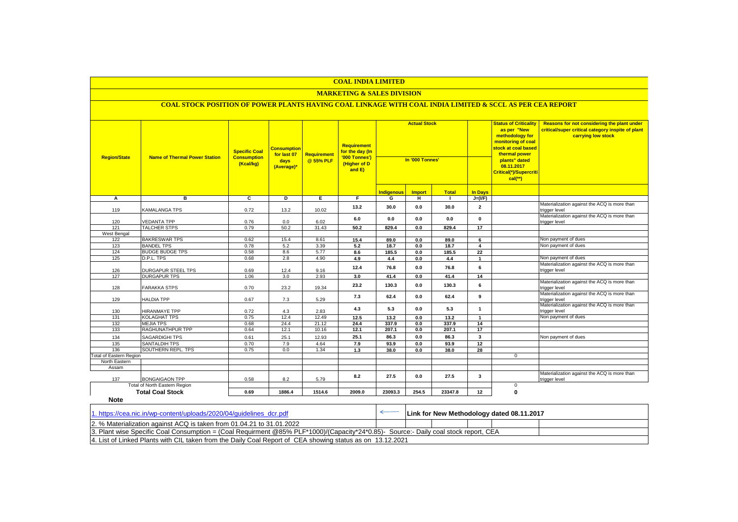# COAL INDIA LIMITED

## MARKETING & SALES DIVISION

### COAL STOCK POSITION OF POWER PLANTS HAVING COAL LINKAGE WITH COAL INDIA LIMITED & SCCL AS PER CEA REPORT

| Region/State | Name of Thermal Power Station | Specific Coal Consumption (Kcal/kg) | Consumption for last 07 days (Average)* | Requirement @ 55% PLF | Requirement for the day (In '000 Tonnes') (Higher of D and E) | Actual Stock In '000 Tonnes' | | | | Status of Criticality as per "New methodology for monitoring of coal stock at coal based thermal power plants" dated 08.11.2017 Critical(*)/Supercritical(**) | Reasons for not considering the plant under critical/super critical category inspite of plant carrying low stock |
|---|---|---|---|---|---|---|---|---|---|---|---|
| | | | | | | Indigenous | Import | Total | In Days | | |
| A | B | C | D | E | F | G | H | I | J=(I/F) | | |
| 119 | KAMALANGA TPS | 0.72 | 13.2 | 10.02 | 13.2 | 30.0 | 0.0 | 30.0 | 2 | | Materialization against the ACQ is more than trigger level |
| 120 | VEDANTA TPP | 0.76 | 0.0 | 6.02 | 6.0 | 0.0 | 0.0 | 0.0 | 0 | | Materialization against the ACQ is more than trigger level |
| 121 | TALCHER STPS | 0.79 | 50.2 | 31.43 | 50.2 | 829.4 | 0.0 | 829.4 | 17 | | |
| West Bengal | | | | | | | | | | | |
| 122 | BAKRESWAR TPS | 0.62 | 15.4 | 8.61 | 15.4 | 89.0 | 0.0 | 89.0 | 6 | | Non payment of dues |
| 123 | BANDEL TPS | 0.78 | 5.2 | 3.39 | 5.2 | 18.7 | 0.0 | 18.7 | 4 | | Non payment of dues |
| 124 | BUDGE BUDGE TPS | 0.58 | 8.6 | 5.77 | 8.6 | 185.5 | 0.0 | 185.5 | 22 | | |
| 125 | D.P.L. TPS | 0.68 | 2.8 | 4.90 | 4.9 | 4.4 | 0.0 | 4.4 | 1 | | Non payment of dues |
| 126 | DURGAPUR STEEL TPS | 0.69 | 12.4 | 9.16 | 12.4 | 76.8 | 0.0 | 76.8 | 6 | | Materialization against the ACQ is more than trigger level |
| 127 | DURGAPUR TPS | 1.06 | 3.0 | 2.93 | 3.0 | 41.4 | 0.0 | 41.4 | 14 | | |
| 128 | FARAKKA STPS | 0.70 | 23.2 | 19.34 | 23.2 | 130.3 | 0.0 | 130.3 | 6 | | Materialization against the ACQ is more than trigger level |
| 129 | HALDIA TPP | 0.67 | 7.3 | 5.29 | 7.3 | 62.4 | 0.0 | 62.4 | 9 | | Materialization against the ACQ is more than trigger level |
| 130 | HIRANMAYE TPP | 0.72 | 4.3 | 2.83 | 4.3 | 5.3 | 0.0 | 5.3 | 1 | | Materialization against the ACQ is more than trigger level |
| 131 | KOLAGHAT TPS | 0.75 | 12.4 | 12.49 | 12.5 | 13.2 | 0.0 | 13.2 | 1 | | Non payment of dues |
| 132 | MEJIA TPS | 0.68 | 24.4 | 21.12 | 24.4 | 337.9 | 0.0 | 337.9 | 14 | | |
| 133 | RAGHUNATHPUR TPP | 0.64 | 12.1 | 10.16 | 12.1 | 207.1 | 0.0 | 207.1 | 17 | | |
| 134 | SAGARDIGHI TPS | 0.61 | 25.1 | 12.93 | 25.1 | 86.3 | 0.0 | 86.3 | 3 | | Non payment of dues |
| 135 | SANTALDIH TPS | 0.70 | 7.9 | 4.64 | 7.9 | 93.9 | 0.0 | 93.9 | 12 | | |
| 136 | SOUTHERN REPL. TPS | 0.75 | 0.0 | 1.34 | 1.3 | 38.0 | 0.0 | 38.0 | 28 | | |
| Total of Eastern Region | | | | | | | | | | 0 | |
| North Eastern | | | | | | | | | | | |
| Assam | | | | | | | | | | | |
| 137 | BONGAIGAON TPP | 0.58 | 8.2 | 5.79 | 8.2 | 27.5 | 0.0 | 27.5 | 3 | | Materialization against the ACQ is more than trigger level |
| Total of North Eastern Region | | | | | | | | | | 0 | |
| Total Coal Stock | | 0.69 | 1886.4 | 1514.6 | 2009.0 | 23093.3 | 254.5 | 23347.8 | 12 | 0 | |

**Note**

1. https://cea.nic.in/wp-content/uploads/2020/04/guidelines_dcr.pdf ⟵ Link for New Methodology dated 08.11.2017
2. % Materialization against ACQ is taken from 01.04.21 to 31.01.2022
3. Plant wise Specific Coal Consumption = (Coal Requirment @85% PLF*1000)/(Capacity*24*0.85)- Source:- Daily coal stock report, CEA
4. List of Linked Plants with CIL taken from the Daily Coal Report of CEA showing status as on 13.12.2021